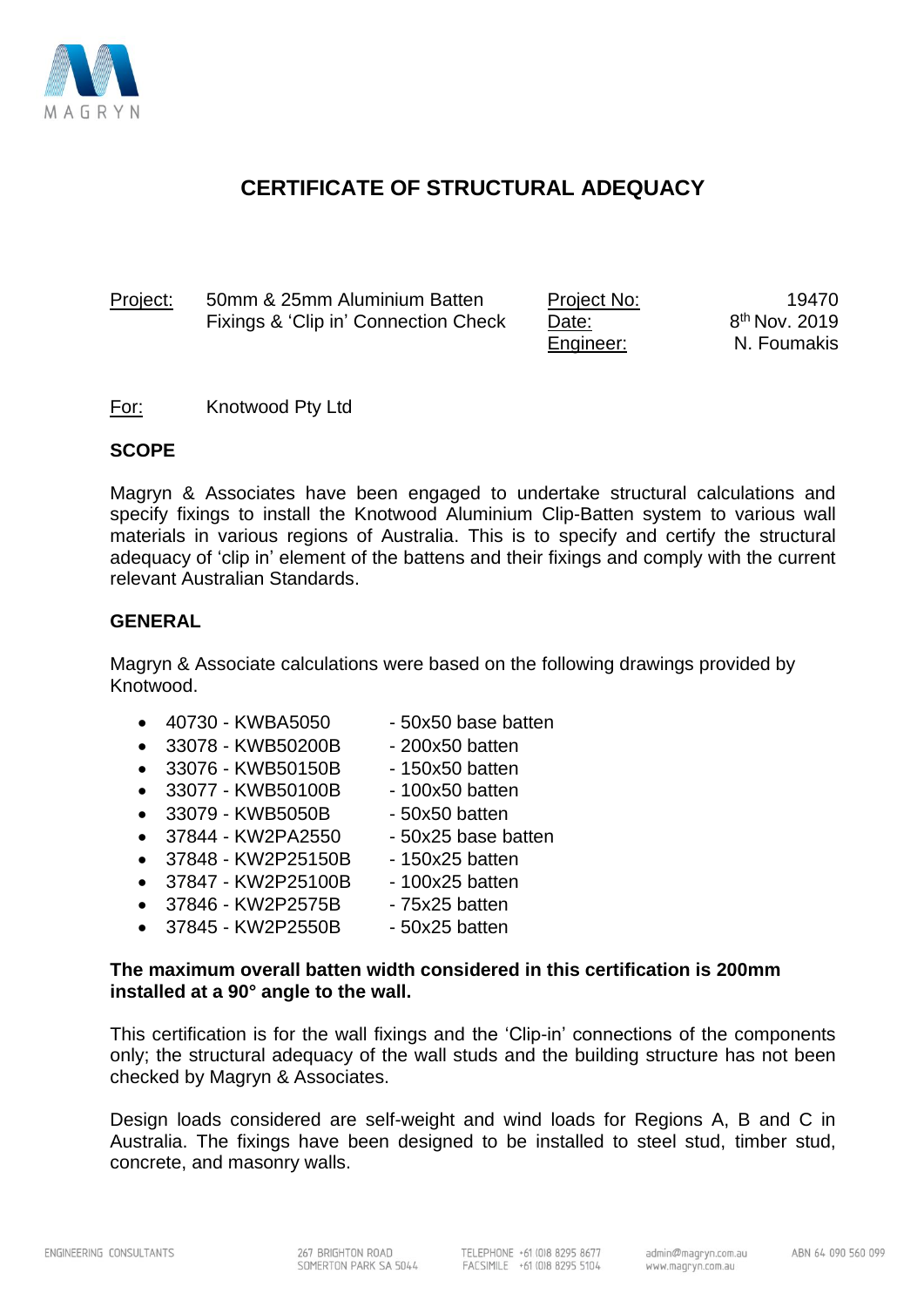MAGRYN

# CERTIFICATE OF STRUCTURAL ADEQUACY

| Project: | 50mm & 25mm Aluminium Batten Fixings & 'Clip in' Connection Check | Project No: | 19470 |
|---|---|---|---|
| | | Date: | 8th Nov. 2019 |
| | | Engineer: | N. Foumakis |

For: Knotwood Pty Ltd

## SCOPE

Magryn & Associates have been engaged to undertake structural calculations and specify fixings to install the Knotwood Aluminium Clip-Batten system to various wall materials in various regions of Australia. This is to specify and certify the structural adequacy of 'clip in' element of the battens and their fixings and comply with the current relevant Australian Standards.

## GENERAL

Magryn & Associate calculations were based on the following drawings provided by Knotwood.

- 40730 - KWBA5050 - 50x50 base batten
- 33078 - KWB50200B - 200x50 batten
- 33076 - KWB50150B - 150x50 batten
- 33077 - KWB50100B - 100x50 batten
- 33079 - KWB5050B - 50x50 batten
- 37844 - KW2PA2550 - 50x25 base batten
- 37848 - KW2P25150B - 150x25 batten
- 37847 - KW2P25100B - 100x25 batten
- 37846 - KW2P2575B - 75x25 batten
- 37845 - KW2P2550B - 50x25 batten

**The maximum overall batten width considered in this certification is 200mm installed at a 90° angle to the wall.**

This certification is for the wall fixings and the 'Clip-in' connections of the components only; the structural adequacy of the wall studs and the building structure has not been checked by Magryn & Associates.

Design loads considered are self-weight and wind loads for Regions A, B and C in Australia. The fixings have been designed to be installed to steel stud, timber stud, concrete, and masonry walls.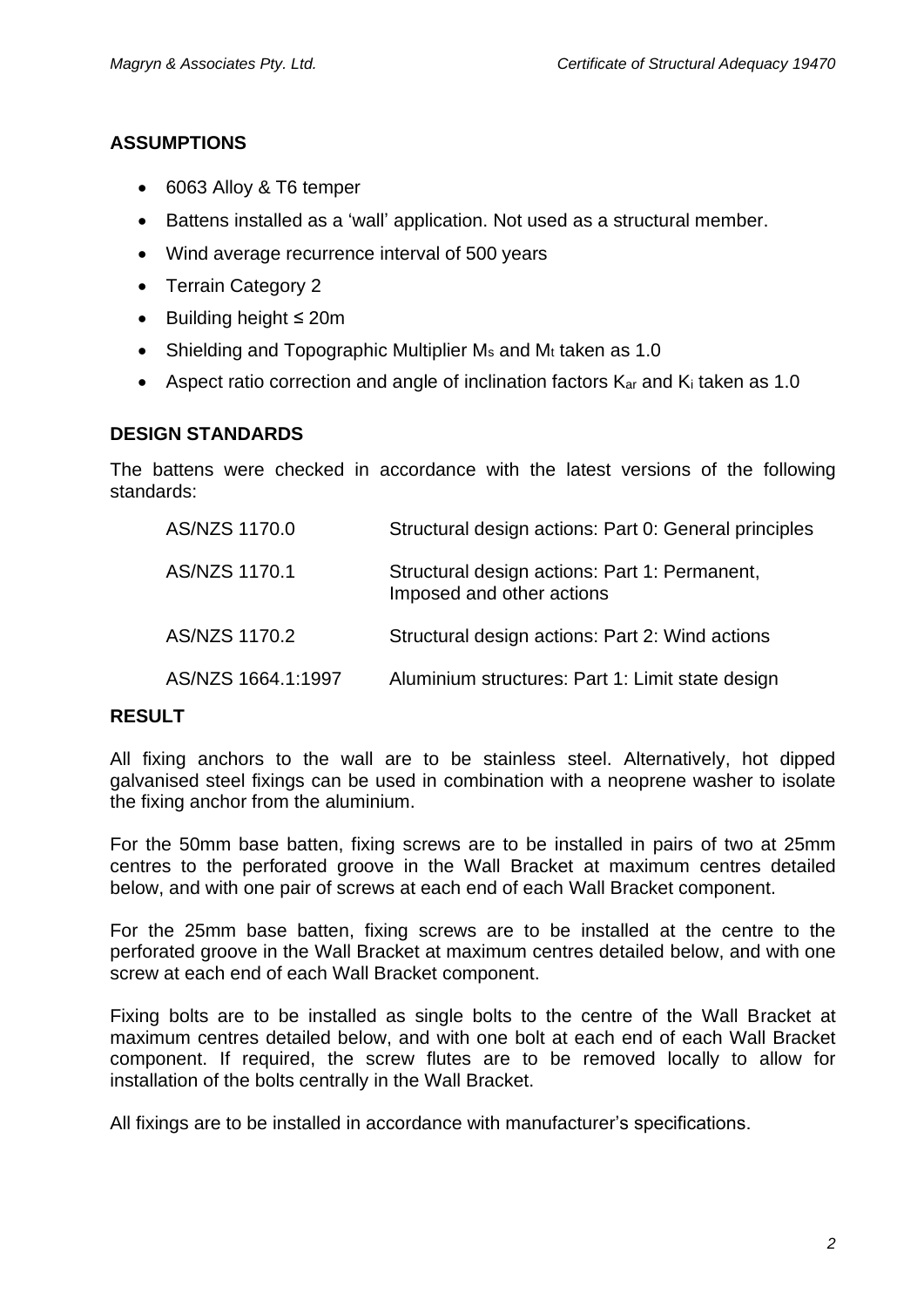## ASSUMPTIONS

- 6063 Alloy & T6 temper
- Battens installed as a 'wall' application. Not used as a structural member.
- Wind average recurrence interval of 500 years
- Terrain Category 2
- Building height ≤ 20m
- Shielding and Topographic Multiplier $M_s$ and $M_t$ taken as 1.0
- Aspect ratio correction and angle of inclination factors $K_{ar}$ and $K_i$ taken as 1.0

## DESIGN STANDARDS

The battens were checked in accordance with the latest versions of the following standards:

| | |
|---|---|
| AS/NZS 1170.0 | Structural design actions: Part 0: General principles |
| AS/NZS 1170.1 | Structural design actions: Part 1: Permanent, Imposed and other actions |
| AS/NZS 1170.2 | Structural design actions: Part 2: Wind actions |
| AS/NZS 1664.1:1997 | Aluminium structures: Part 1: Limit state design |

## RESULT

All fixing anchors to the wall are to be stainless steel. Alternatively, hot dipped galvanised steel fixings can be used in combination with a neoprene washer to isolate the fixing anchor from the aluminium.

For the 50mm base batten, fixing screws are to be installed in pairs of two at 25mm centres to the perforated groove in the Wall Bracket at maximum centres detailed below, and with one pair of screws at each end of each Wall Bracket component.

For the 25mm base batten, fixing screws are to be installed at the centre to the perforated groove in the Wall Bracket at maximum centres detailed below, and with one screw at each end of each Wall Bracket component.

Fixing bolts are to be installed as single bolts to the centre of the Wall Bracket at maximum centres detailed below, and with one bolt at each end of each Wall Bracket component. If required, the screw flutes are to be removed locally to allow for installation of the bolts centrally in the Wall Bracket.

All fixings are to be installed in accordance with manufacturer's specifications.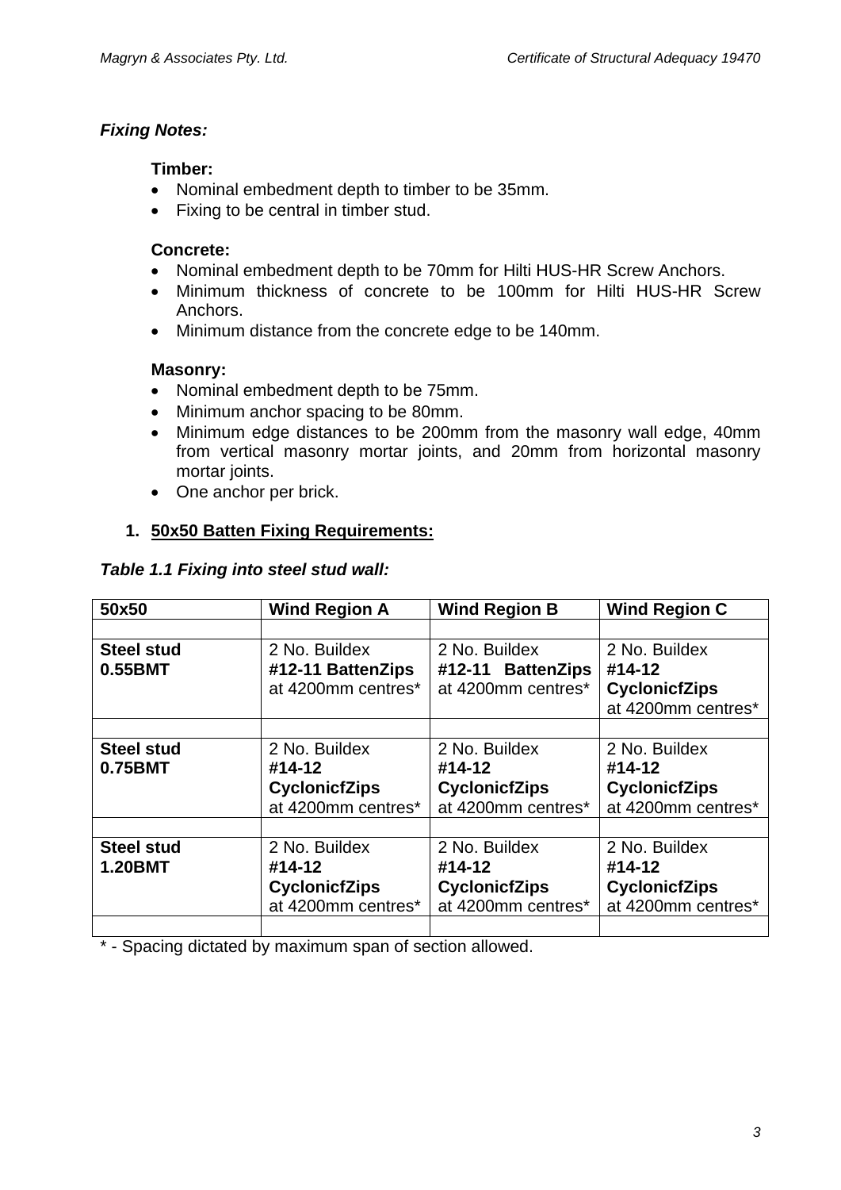***Fixing Notes:***

**Timber:**

- Nominal embedment depth to timber to be 35mm.
- Fixing to be central in timber stud.

**Concrete:**

- Nominal embedment depth to be 70mm for Hilti HUS-HR Screw Anchors.
- Minimum thickness of concrete to be 100mm for Hilti HUS-HR Screw Anchors.
- Minimum distance from the concrete edge to be 140mm.

**Masonry:**

- Nominal embedment depth to be 75mm.
- Minimum anchor spacing to be 80mm.
- Minimum edge distances to be 200mm from the masonry wall edge, 40mm from vertical masonry mortar joints, and 20mm from horizontal masonry mortar joints.
- One anchor per brick.

## 1. 50x50 Batten Fixing Requirements:

***Table 1.1 Fixing into steel stud wall:***

| **50x50** | **Wind Region A** | **Wind Region B** | **Wind Region C** |
|---|---|---|---|
| | | | |
| **Steel stud 0.55BMT** | 2 No. Buildex **#12-11 BattenZips** at 4200mm centres* | 2 No. Buildex **#12-11 BattenZips** at 4200mm centres* | 2 No. Buildex **#14-12 CyclonicfZips** at 4200mm centres* |
| | | | |
| **Steel stud 0.75BMT** | 2 No. Buildex **#14-12 CyclonicfZips** at 4200mm centres* | 2 No. Buildex **#14-12 CyclonicfZips** at 4200mm centres* | 2 No. Buildex **#14-12 CyclonicfZips** at 4200mm centres* |
| | | | |
| **Steel stud 1.20BMT** | 2 No. Buildex **#14-12 CyclonicfZips** at 4200mm centres* | 2 No. Buildex **#14-12 CyclonicfZips** at 4200mm centres* | 2 No. Buildex **#14-12 CyclonicfZips** at 4200mm centres* |
| | | | |

* - Spacing dictated by maximum span of section allowed.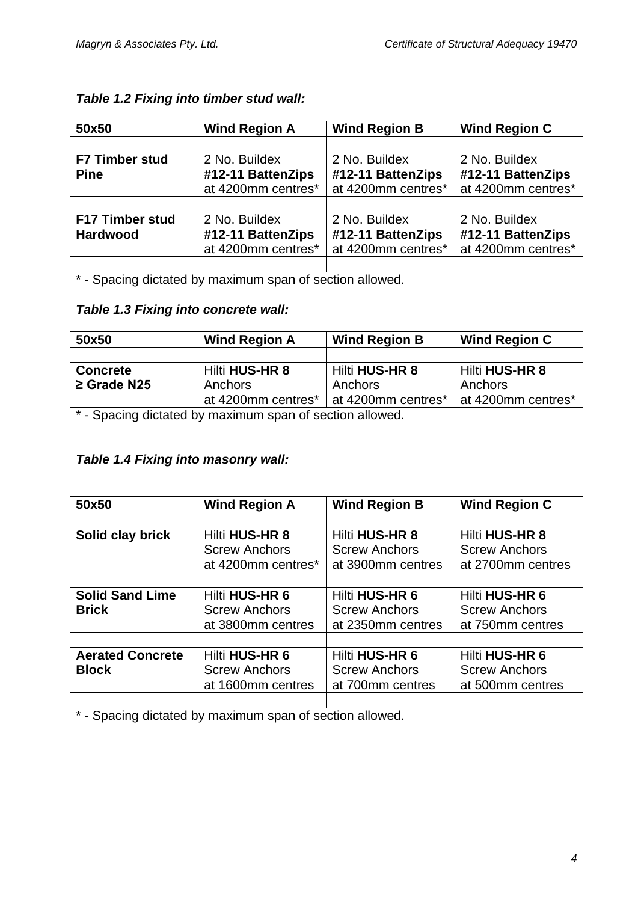***Table 1.2 Fixing into timber stud wall:***

| 50x50 | Wind Region A | Wind Region B | Wind Region C |
|---|---|---|---|
| | | | |
| **F7 Timber stud Pine** | 2 No. Buildex **#12-11 BattenZips** at 4200mm centres* | 2 No. Buildex **#12-11 BattenZips** at 4200mm centres* | 2 No. Buildex **#12-11 BattenZips** at 4200mm centres* |
| | | | |
| **F17 Timber stud Hardwood** | 2 No. Buildex **#12-11 BattenZips** at 4200mm centres* | 2 No. Buildex **#12-11 BattenZips** at 4200mm centres* | 2 No. Buildex **#12-11 BattenZips** at 4200mm centres* |
| | | | |

\* - Spacing dictated by maximum span of section allowed.

***Table 1.3 Fixing into concrete wall:***

| 50x50 | Wind Region A | Wind Region B | Wind Region C |
|---|---|---|---|
| | | | |
| **Concrete ≥ Grade N25** | Hilti **HUS-HR 8** Anchors at 4200mm centres* | Hilti **HUS-HR 8** Anchors at 4200mm centres* | Hilti **HUS-HR 8** Anchors at 4200mm centres* |

\* - Spacing dictated by maximum span of section allowed.

***Table 1.4 Fixing into masonry wall:***

| 50x50 | Wind Region A | Wind Region B | Wind Region C |
|---|---|---|---|
| | | | |
| **Solid clay brick** | Hilti **HUS-HR 8** Screw Anchors at 4200mm centres* | Hilti **HUS-HR 8** Screw Anchors at 3900mm centres | Hilti **HUS-HR 8** Screw Anchors at 2700mm centres |
| | | | |
| **Solid Sand Lime Brick** | Hilti **HUS-HR 6** Screw Anchors at 3800mm centres | Hilti **HUS-HR 6** Screw Anchors at 2350mm centres | Hilti **HUS-HR 6** Screw Anchors at 750mm centres |
| | | | |
| **Aerated Concrete Block** | Hilti **HUS-HR 6** Screw Anchors at 1600mm centres | Hilti **HUS-HR 6** Screw Anchors at 700mm centres | Hilti **HUS-HR 6** Screw Anchors at 500mm centres |
| | | | |

\* - Spacing dictated by maximum span of section allowed.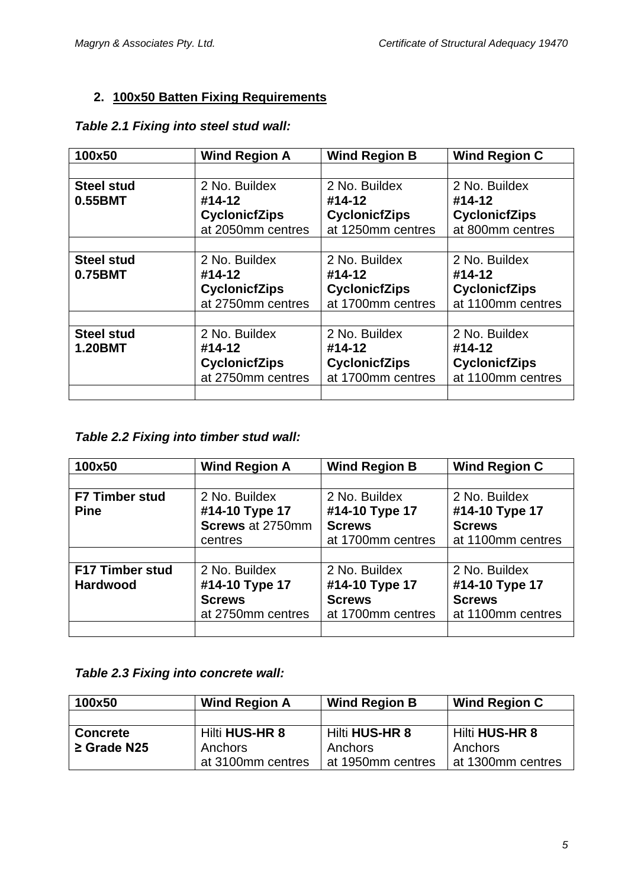## 2. 100x50 Batten Fixing Requirements

***Table 2.1 Fixing into steel stud wall:***

| 100x50 | Wind Region A | Wind Region B | Wind Region C |
|---|---|---|---|
| | | | |
| **Steel stud 0.55BMT** | 2 No. Buildex **#14-12 CyclonicfZips** at 2050mm centres | 2 No. Buildex **#14-12 CyclonicfZips** at 1250mm centres | 2 No. Buildex **#14-12 CyclonicfZips** at 800mm centres |
| | | | |
| **Steel stud 0.75BMT** | 2 No. Buildex **#14-12 CyclonicfZips** at 2750mm centres | 2 No. Buildex **#14-12 CyclonicfZips** at 1700mm centres | 2 No. Buildex **#14-12 CyclonicfZips** at 1100mm centres |
| | | | |
| **Steel stud 1.20BMT** | 2 No. Buildex **#14-12 CyclonicfZips** at 2750mm centres | 2 No. Buildex **#14-12 CyclonicfZips** at 1700mm centres | 2 No. Buildex **#14-12 CyclonicfZips** at 1100mm centres |
| | | | |

***Table 2.2 Fixing into timber stud wall:***

| 100x50 | Wind Region A | Wind Region B | Wind Region C |
|---|---|---|---|
| | | | |
| **F7 Timber stud Pine** | 2 No. Buildex **#14-10 Type 17 Screws** at 2750mm centres | 2 No. Buildex **#14-10 Type 17 Screws** at 1700mm centres | 2 No. Buildex **#14-10 Type 17 Screws** at 1100mm centres |
| | | | |
| **F17 Timber stud Hardwood** | 2 No. Buildex **#14-10 Type 17 Screws** at 2750mm centres | 2 No. Buildex **#14-10 Type 17 Screws** at 1700mm centres | 2 No. Buildex **#14-10 Type 17 Screws** at 1100mm centres |
| | | | |

***Table 2.3 Fixing into concrete wall:***

| 100x50 | Wind Region A | Wind Region B | Wind Region C |
|---|---|---|---|
| | | | |
| **Concrete ≥ Grade N25** | Hilti **HUS-HR 8** Anchors at 3100mm centres | Hilti **HUS-HR 8** Anchors at 1950mm centres | Hilti **HUS-HR 8** Anchors at 1300mm centres |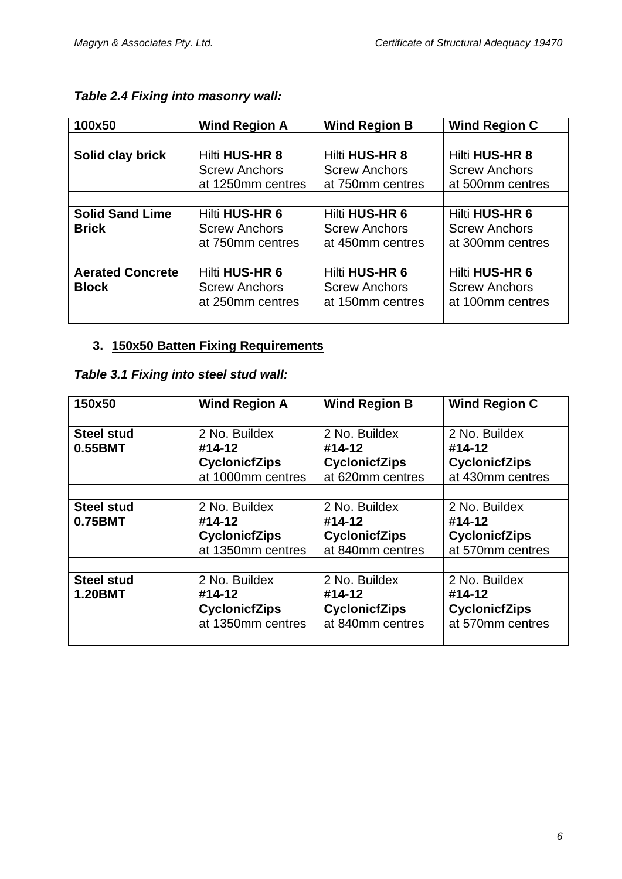***Table 2.4 Fixing into masonry wall:***

| 100x50 | Wind Region A | Wind Region B | Wind Region C |
|---|---|---|---|
| | | | |
| **Solid clay brick** | Hilti **HUS-HR 8** Screw Anchors at 1250mm centres | Hilti **HUS-HR 8** Screw Anchors at 750mm centres | Hilti **HUS-HR 8** Screw Anchors at 500mm centres |
| | | | |
| **Solid Sand Lime Brick** | Hilti **HUS-HR 6** Screw Anchors at 750mm centres | Hilti **HUS-HR 6** Screw Anchors at 450mm centres | Hilti **HUS-HR 6** Screw Anchors at 300mm centres |
| | | | |
| **Aerated Concrete Block** | Hilti **HUS-HR 6** Screw Anchors at 250mm centres | Hilti **HUS-HR 6** Screw Anchors at 150mm centres | Hilti **HUS-HR 6** Screw Anchors at 100mm centres |
| | | | |

## 3. 150x50 Batten Fixing Requirements

***Table 3.1 Fixing into steel stud wall:***

| 150x50 | Wind Region A | Wind Region B | Wind Region C |
|---|---|---|---|
| | | | |
| **Steel stud 0.55BMT** | 2 No. Buildex **#14-12 CyclonicfZips** at 1000mm centres | 2 No. Buildex **#14-12 CyclonicfZips** at 620mm centres | 2 No. Buildex **#14-12 CyclonicfZips** at 430mm centres |
| | | | |
| **Steel stud 0.75BMT** | 2 No. Buildex **#14-12 CyclonicfZips** at 1350mm centres | 2 No. Buildex **#14-12 CyclonicfZips** at 840mm centres | 2 No. Buildex **#14-12 CyclonicfZips** at 570mm centres |
| | | | |
| **Steel stud 1.20BMT** | 2 No. Buildex **#14-12 CyclonicfZips** at 1350mm centres | 2 No. Buildex **#14-12 CyclonicfZips** at 840mm centres | 2 No. Buildex **#14-12 CyclonicfZips** at 570mm centres |
| | | | |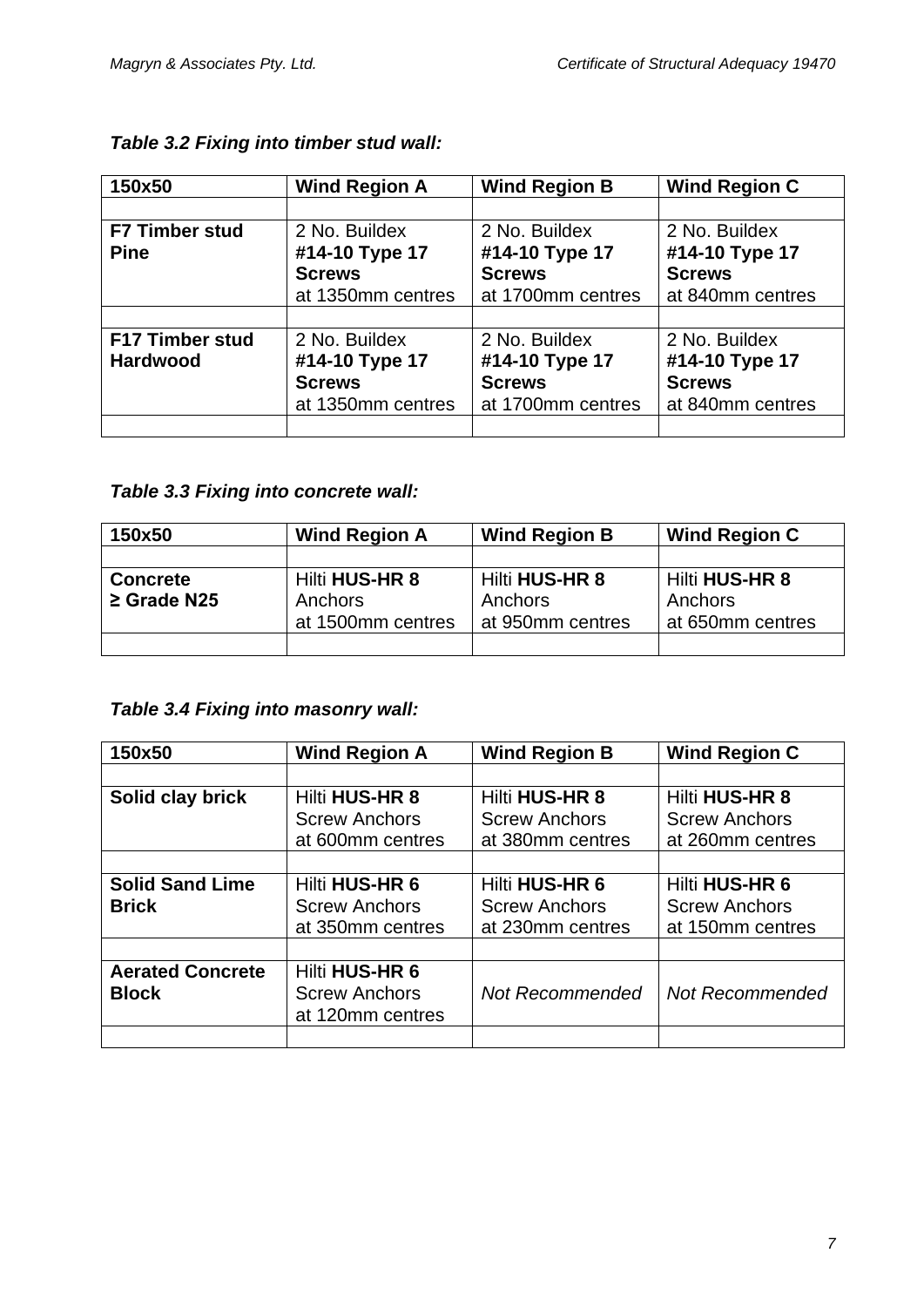***Table 3.2 Fixing into timber stud wall:***

| 150x50 | Wind Region A | Wind Region B | Wind Region C |
| --- | --- | --- | --- |
| | | | |
| **F7 Timber stud Pine** | 2 No. Buildex **#14-10 Type 17 Screws** at 1350mm centres | 2 No. Buildex **#14-10 Type 17 Screws** at 1700mm centres | 2 No. Buildex **#14-10 Type 17 Screws** at 840mm centres |
| | | | |
| **F17 Timber stud Hardwood** | 2 No. Buildex **#14-10 Type 17 Screws** at 1350mm centres | 2 No. Buildex **#14-10 Type 17 Screws** at 1700mm centres | 2 No. Buildex **#14-10 Type 17 Screws** at 840mm centres |
| | | | |

***Table 3.3 Fixing into concrete wall:***

| 150x50 | Wind Region A | Wind Region B | Wind Region C |
| --- | --- | --- | --- |
| | | | |
| **Concrete ≥ Grade N25** | Hilti **HUS-HR 8** Anchors at 1500mm centres | Hilti **HUS-HR 8** Anchors at 950mm centres | Hilti **HUS-HR 8** Anchors at 650mm centres |
| | | | |

***Table 3.4 Fixing into masonry wall:***

| 150x50 | Wind Region A | Wind Region B | Wind Region C |
| --- | --- | --- | --- |
| | | | |
| **Solid clay brick** | Hilti **HUS-HR 8** Screw Anchors at 600mm centres | Hilti **HUS-HR 8** Screw Anchors at 380mm centres | Hilti **HUS-HR 8** Screw Anchors at 260mm centres |
| | | | |
| **Solid Sand Lime Brick** | Hilti **HUS-HR 6** Screw Anchors at 350mm centres | Hilti **HUS-HR 6** Screw Anchors at 230mm centres | Hilti **HUS-HR 6** Screw Anchors at 150mm centres |
| | | | |
| **Aerated Concrete Block** | Hilti **HUS-HR 6** Screw Anchors at 120mm centres | *Not Recommended* | *Not Recommended* |
| | | | |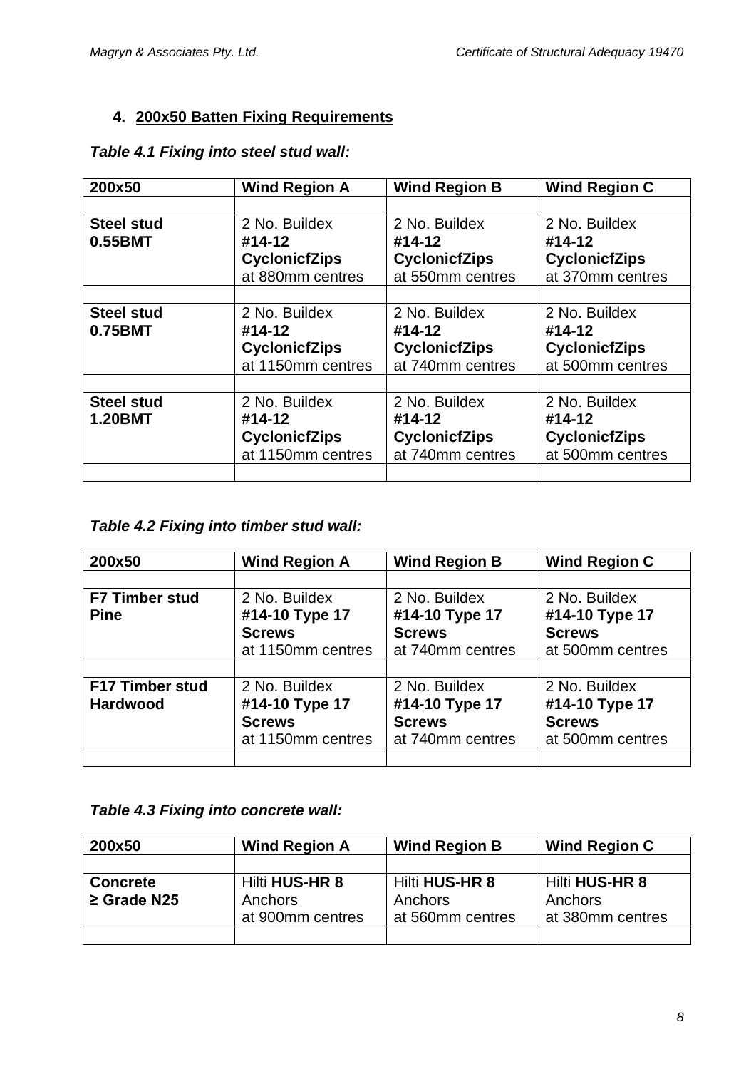## 4. 200x50 Batten Fixing Requirements

***Table 4.1 Fixing into steel stud wall:***

| 200x50 | Wind Region A | Wind Region B | Wind Region C |
|---|---|---|---|
| | | | |
| **Steel stud 0.55BMT** | 2 No. Buildex **#14-12 CyclonicfZips** at 880mm centres | 2 No. Buildex **#14-12 CyclonicfZips** at 550mm centres | 2 No. Buildex **#14-12 CyclonicfZips** at 370mm centres |
| | | | |
| **Steel stud 0.75BMT** | 2 No. Buildex **#14-12 CyclonicfZips** at 1150mm centres | 2 No. Buildex **#14-12 CyclonicfZips** at 740mm centres | 2 No. Buildex **#14-12 CyclonicfZips** at 500mm centres |
| | | | |
| **Steel stud 1.20BMT** | 2 No. Buildex **#14-12 CyclonicfZips** at 1150mm centres | 2 No. Buildex **#14-12 CyclonicfZips** at 740mm centres | 2 No. Buildex **#14-12 CyclonicfZips** at 500mm centres |
| | | | |

***Table 4.2 Fixing into timber stud wall:***

| 200x50 | Wind Region A | Wind Region B | Wind Region C |
|---|---|---|---|
| | | | |
| **F7 Timber stud Pine** | 2 No. Buildex **#14-10 Type 17 Screws** at 1150mm centres | 2 No. Buildex **#14-10 Type 17 Screws** at 740mm centres | 2 No. Buildex **#14-10 Type 17 Screws** at 500mm centres |
| | | | |
| **F17 Timber stud Hardwood** | 2 No. Buildex **#14-10 Type 17 Screws** at 1150mm centres | 2 No. Buildex **#14-10 Type 17 Screws** at 740mm centres | 2 No. Buildex **#14-10 Type 17 Screws** at 500mm centres |
| | | | |

***Table 4.3 Fixing into concrete wall:***

| 200x50 | Wind Region A | Wind Region B | Wind Region C |
|---|---|---|---|
| | | | |
| **Concrete ≥ Grade N25** | Hilti **HUS-HR 8** Anchors at 900mm centres | Hilti **HUS-HR 8** Anchors at 560mm centres | Hilti **HUS-HR 8** Anchors at 380mm centres |
| | | | |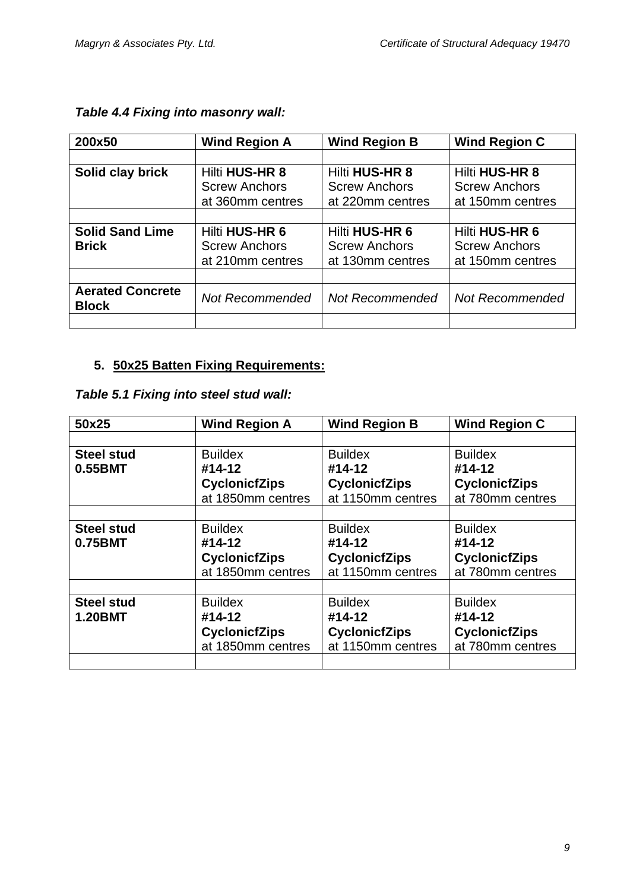***Table 4.4 Fixing into masonry wall:***

| 200x50 | Wind Region A | Wind Region B | Wind Region C |
|---|---|---|---|
| | | | |
| **Solid clay brick** | Hilti **HUS-HR 8** Screw Anchors at 360mm centres | Hilti **HUS-HR 8** Screw Anchors at 220mm centres | Hilti **HUS-HR 8** Screw Anchors at 150mm centres |
| | | | |
| **Solid Sand Lime Brick** | Hilti **HUS-HR 6** Screw Anchors at 210mm centres | Hilti **HUS-HR 6** Screw Anchors at 130mm centres | Hilti **HUS-HR 6** Screw Anchors at 150mm centres |
| | | | |
| **Aerated Concrete Block** | *Not Recommended* | *Not Recommended* | *Not Recommended* |
| | | | |

## 5. <u>50x25 Batten Fixing Requirements:</u>

***Table 5.1 Fixing into steel stud wall:***

| 50x25 | Wind Region A | Wind Region B | Wind Region C |
|---|---|---|---|
| | | | |
| **Steel stud 0.55BMT** | Buildex **#14-12 CyclonicfZips** at 1850mm centres | Buildex **#14-12 CyclonicfZips** at 1150mm centres | Buildex **#14-12 CyclonicfZips** at 780mm centres |
| | | | |
| **Steel stud 0.75BMT** | Buildex **#14-12 CyclonicfZips** at 1850mm centres | Buildex **#14-12 CyclonicfZips** at 1150mm centres | Buildex **#14-12 CyclonicfZips** at 780mm centres |
| | | | |
| **Steel stud 1.20BMT** | Buildex **#14-12 CyclonicfZips** at 1850mm centres | Buildex **#14-12 CyclonicfZips** at 1150mm centres | Buildex **#14-12 CyclonicfZips** at 780mm centres |
| | | | |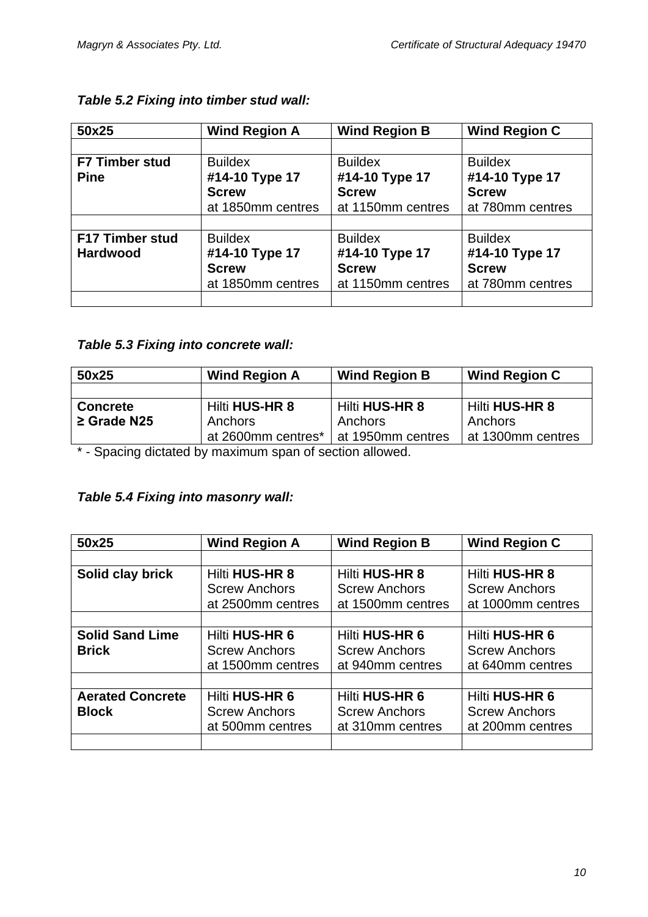***Table 5.2 Fixing into timber stud wall:***

| 50x25 | Wind Region A | Wind Region B | Wind Region C |
|---|---|---|---|
| | | | |
| **F7 Timber stud Pine** | Buildex **#14-10 Type 17 Screw** at 1850mm centres | Buildex **#14-10 Type 17 Screw** at 1150mm centres | Buildex **#14-10 Type 17 Screw** at 780mm centres |
| | | | |
| **F17 Timber stud Hardwood** | Buildex **#14-10 Type 17 Screw** at 1850mm centres | Buildex **#14-10 Type 17 Screw** at 1150mm centres | Buildex **#14-10 Type 17 Screw** at 780mm centres |
| | | | |

***Table 5.3 Fixing into concrete wall:***

| 50x25 | Wind Region A | Wind Region B | Wind Region C |
|---|---|---|---|
| | | | |
| **Concrete ≥ Grade N25** | Hilti **HUS-HR 8** Anchors at 2600mm centres* | Hilti **HUS-HR 8** Anchors at 1950mm centres | Hilti **HUS-HR 8** Anchors at 1300mm centres |

* - Spacing dictated by maximum span of section allowed.

***Table 5.4 Fixing into masonry wall:***

| 50x25 | Wind Region A | Wind Region B | Wind Region C |
|---|---|---|---|
| | | | |
| **Solid clay brick** | Hilti **HUS-HR 8** Screw Anchors at 2500mm centres | Hilti **HUS-HR 8** Screw Anchors at 1500mm centres | Hilti **HUS-HR 8** Screw Anchors at 1000mm centres |
| | | | |
| **Solid Sand Lime Brick** | Hilti **HUS-HR 6** Screw Anchors at 1500mm centres | Hilti **HUS-HR 6** Screw Anchors at 940mm centres | Hilti **HUS-HR 6** Screw Anchors at 640mm centres |
| | | | |
| **Aerated Concrete Block** | Hilti **HUS-HR 6** Screw Anchors at 500mm centres | Hilti **HUS-HR 6** Screw Anchors at 310mm centres | Hilti **HUS-HR 6** Screw Anchors at 200mm centres |
| | | | |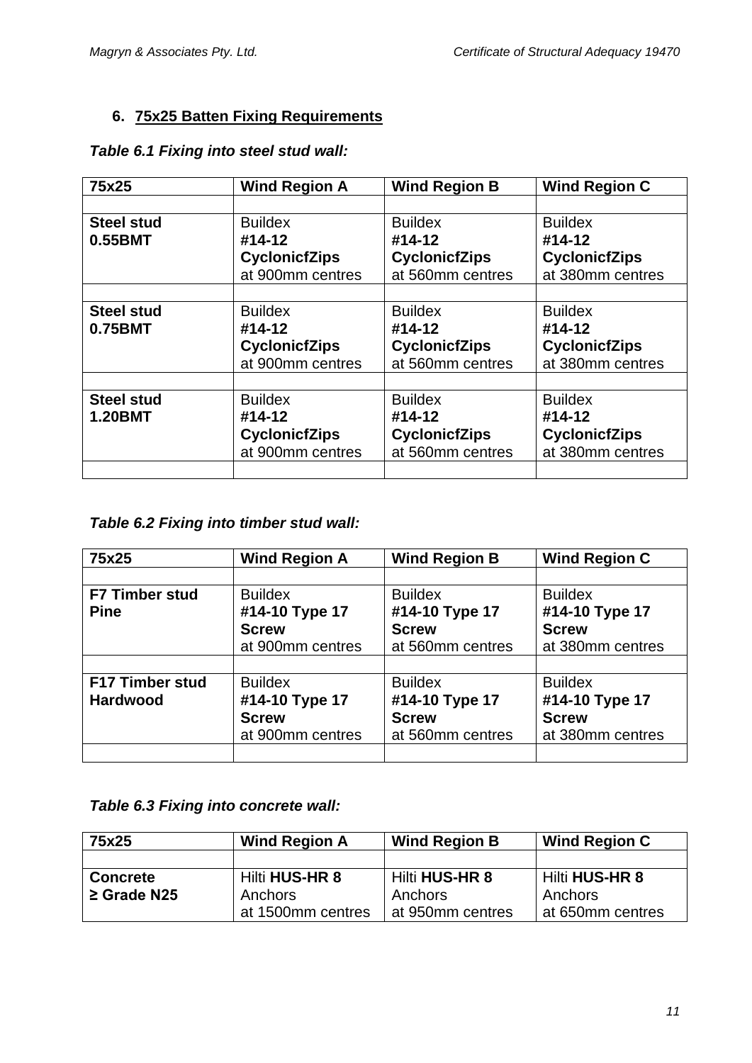## 6. 75x25 Batten Fixing Requirements

***Table 6.1 Fixing into steel stud wall:***

| 75x25 | Wind Region A | Wind Region B | Wind Region C |
|---|---|---|---|
| | | | |
| **Steel stud 0.55BMT** | Buildex **#14-12 CyclonicfZips** at 900mm centres | Buildex **#14-12 CyclonicfZips** at 560mm centres | Buildex **#14-12 CyclonicfZips** at 380mm centres |
| | | | |
| **Steel stud 0.75BMT** | Buildex **#14-12 CyclonicfZips** at 900mm centres | Buildex **#14-12 CyclonicfZips** at 560mm centres | Buildex **#14-12 CyclonicfZips** at 380mm centres |
| | | | |
| **Steel stud 1.20BMT** | Buildex **#14-12 CyclonicfZips** at 900mm centres | Buildex **#14-12 CyclonicfZips** at 560mm centres | Buildex **#14-12 CyclonicfZips** at 380mm centres |
| | | | |

***Table 6.2 Fixing into timber stud wall:***

| 75x25 | Wind Region A | Wind Region B | Wind Region C |
|---|---|---|---|
| | | | |
| **F7 Timber stud Pine** | Buildex **#14-10 Type 17 Screw** at 900mm centres | Buildex **#14-10 Type 17 Screw** at 560mm centres | Buildex **#14-10 Type 17 Screw** at 380mm centres |
| | | | |
| **F17 Timber stud Hardwood** | Buildex **#14-10 Type 17 Screw** at 900mm centres | Buildex **#14-10 Type 17 Screw** at 560mm centres | Buildex **#14-10 Type 17 Screw** at 380mm centres |
| | | | |

***Table 6.3 Fixing into concrete wall:***

| 75x25 | Wind Region A | Wind Region B | Wind Region C |
|---|---|---|---|
| | | | |
| **Concrete ≥ Grade N25** | Hilti **HUS-HR 8** Anchors at 1500mm centres | Hilti **HUS-HR 8** Anchors at 950mm centres | Hilti **HUS-HR 8** Anchors at 650mm centres |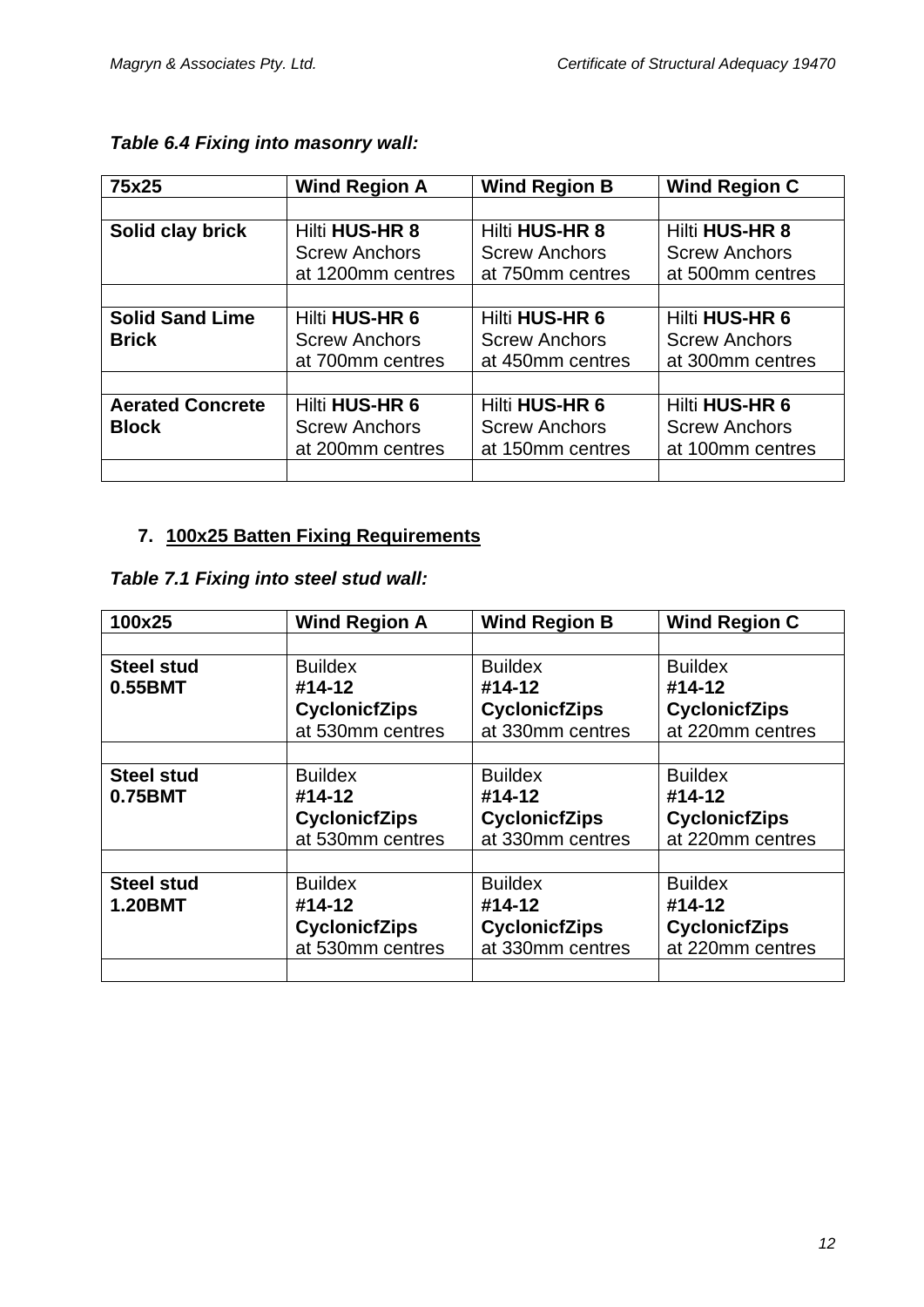***Table 6.4 Fixing into masonry wall:***

| 75x25 | Wind Region A | Wind Region B | Wind Region C |
|---|---|---|---|
| | | | |
| **Solid clay brick** | Hilti **HUS-HR 8** Screw Anchors at 1200mm centres | Hilti **HUS-HR 8** Screw Anchors at 750mm centres | Hilti **HUS-HR 8** Screw Anchors at 500mm centres |
| | | | |
| **Solid Sand Lime Brick** | Hilti **HUS-HR 6** Screw Anchors at 700mm centres | Hilti **HUS-HR 6** Screw Anchors at 450mm centres | Hilti **HUS-HR 6** Screw Anchors at 300mm centres |
| | | | |
| **Aerated Concrete Block** | Hilti **HUS-HR 6** Screw Anchors at 200mm centres | Hilti **HUS-HR 6** Screw Anchors at 150mm centres | Hilti **HUS-HR 6** Screw Anchors at 100mm centres |
| | | | |

## 7. <u>100x25 Batten Fixing Requirements</u>

***Table 7.1 Fixing into steel stud wall:***

| 100x25 | Wind Region A | Wind Region B | Wind Region C |
|---|---|---|---|
| | | | |
| **Steel stud 0.55BMT** | Buildex **#14-12 CyclonicfZips** at 530mm centres | Buildex **#14-12 CyclonicfZips** at 330mm centres | Buildex **#14-12 CyclonicfZips** at 220mm centres |
| | | | |
| **Steel stud 0.75BMT** | Buildex **#14-12 CyclonicfZips** at 530mm centres | Buildex **#14-12 CyclonicfZips** at 330mm centres | Buildex **#14-12 CyclonicfZips** at 220mm centres |
| | | | |
| **Steel stud 1.20BMT** | Buildex **#14-12 CyclonicfZips** at 530mm centres | Buildex **#14-12 CyclonicfZips** at 330mm centres | Buildex **#14-12 CyclonicfZips** at 220mm centres |
| | | | |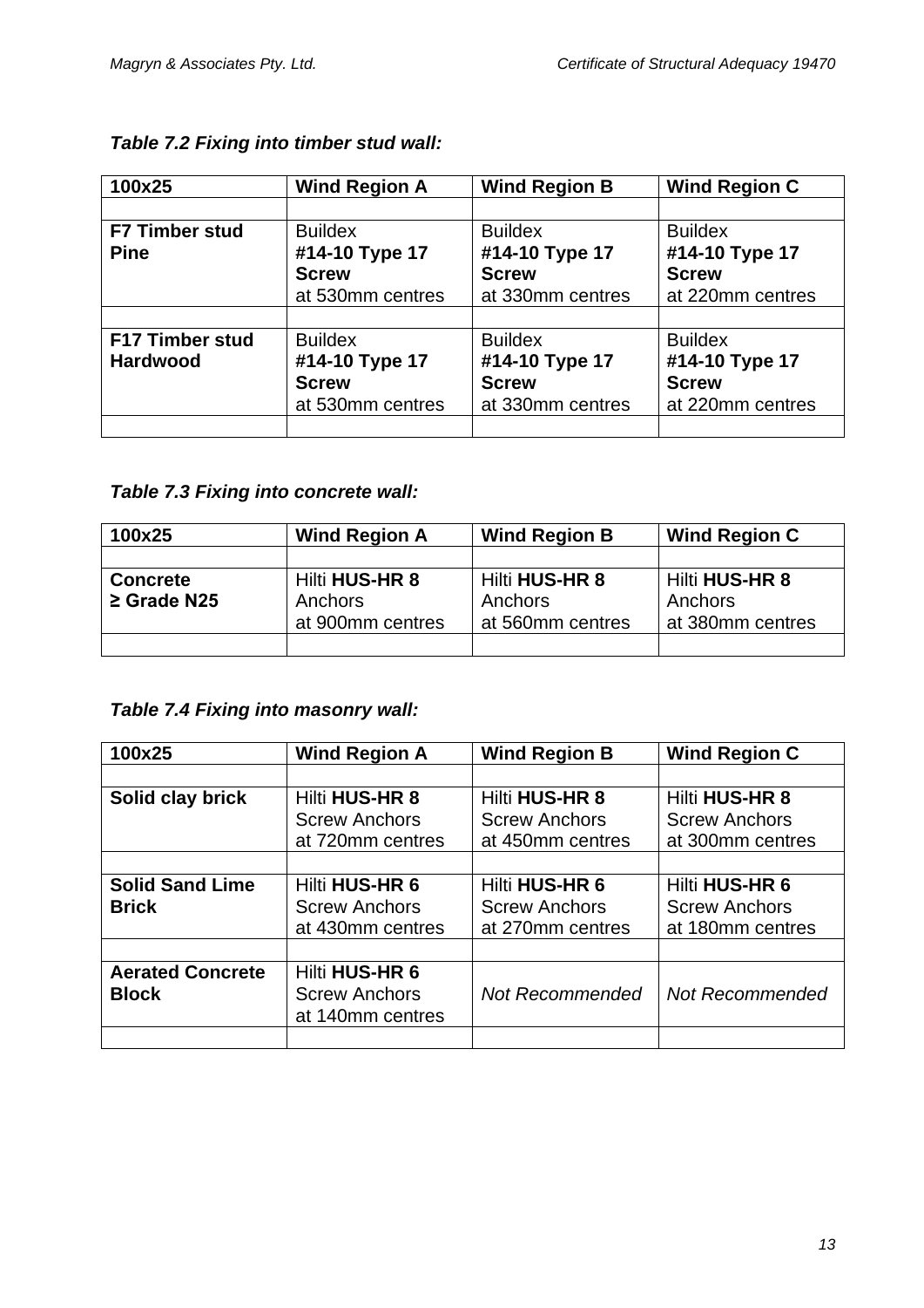***Table 7.2 Fixing into timber stud wall:***

| 100x25 | Wind Region A | Wind Region B | Wind Region C |
|---|---|---|---|
| | | | |
| **F7 Timber stud Pine** | Buildex **#14-10 Type 17 Screw** at 530mm centres | Buildex **#14-10 Type 17 Screw** at 330mm centres | Buildex **#14-10 Type 17 Screw** at 220mm centres |
| | | | |
| **F17 Timber stud Hardwood** | Buildex **#14-10 Type 17 Screw** at 530mm centres | Buildex **#14-10 Type 17 Screw** at 330mm centres | Buildex **#14-10 Type 17 Screw** at 220mm centres |
| | | | |

***Table 7.3 Fixing into concrete wall:***

| 100x25 | Wind Region A | Wind Region B | Wind Region C |
|---|---|---|---|
| | | | |
| **Concrete ≥ Grade N25** | Hilti **HUS-HR 8** Anchors at 900mm centres | Hilti **HUS-HR 8** Anchors at 560mm centres | Hilti **HUS-HR 8** Anchors at 380mm centres |
| | | | |

***Table 7.4 Fixing into masonry wall:***

| 100x25 | Wind Region A | Wind Region B | Wind Region C |
|---|---|---|---|
| | | | |
| **Solid clay brick** | Hilti **HUS-HR 8** Screw Anchors at 720mm centres | Hilti **HUS-HR 8** Screw Anchors at 450mm centres | Hilti **HUS-HR 8** Screw Anchors at 300mm centres |
| | | | |
| **Solid Sand Lime Brick** | Hilti **HUS-HR 6** Screw Anchors at 430mm centres | Hilti **HUS-HR 6** Screw Anchors at 270mm centres | Hilti **HUS-HR 6** Screw Anchors at 180mm centres |
| | | | |
| **Aerated Concrete Block** | Hilti **HUS-HR 6** Screw Anchors at 140mm centres | *Not Recommended* | *Not Recommended* |
| | | | |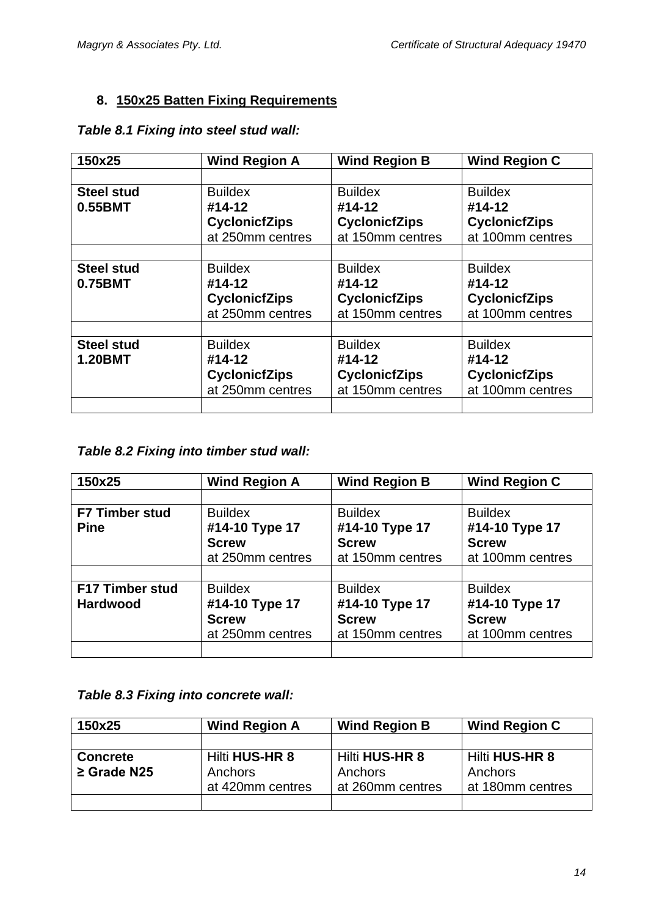## 8. 150x25 Batten Fixing Requirements

***Table 8.1 Fixing into steel stud wall:***

| 150x25 | Wind Region A | Wind Region B | Wind Region C |
|---|---|---|---|
| | | | |
| **Steel stud 0.55BMT** | Buildex **#14-12 CyclonicfZips** at 250mm centres | Buildex **#14-12 CyclonicfZips** at 150mm centres | Buildex **#14-12 CyclonicfZips** at 100mm centres |
| | | | |
| **Steel stud 0.75BMT** | Buildex **#14-12 CyclonicfZips** at 250mm centres | Buildex **#14-12 CyclonicfZips** at 150mm centres | Buildex **#14-12 CyclonicfZips** at 100mm centres |
| | | | |
| **Steel stud 1.20BMT** | Buildex **#14-12 CyclonicfZips** at 250mm centres | Buildex **#14-12 CyclonicfZips** at 150mm centres | Buildex **#14-12 CyclonicfZips** at 100mm centres |
| | | | |

***Table 8.2 Fixing into timber stud wall:***

| 150x25 | Wind Region A | Wind Region B | Wind Region C |
|---|---|---|---|
| | | | |
| **F7 Timber stud Pine** | Buildex **#14-10 Type 17 Screw** at 250mm centres | Buildex **#14-10 Type 17 Screw** at 150mm centres | Buildex **#14-10 Type 17 Screw** at 100mm centres |
| | | | |
| **F17 Timber stud Hardwood** | Buildex **#14-10 Type 17 Screw** at 250mm centres | Buildex **#14-10 Type 17 Screw** at 150mm centres | Buildex **#14-10 Type 17 Screw** at 100mm centres |
| | | | |

***Table 8.3 Fixing into concrete wall:***

| 150x25 | Wind Region A | Wind Region B | Wind Region C |
|---|---|---|---|
| | | | |
| **Concrete ≥ Grade N25** | Hilti **HUS-HR 8** Anchors at 420mm centres | Hilti **HUS-HR 8** Anchors at 260mm centres | Hilti **HUS-HR 8** Anchors at 180mm centres |
| | | | |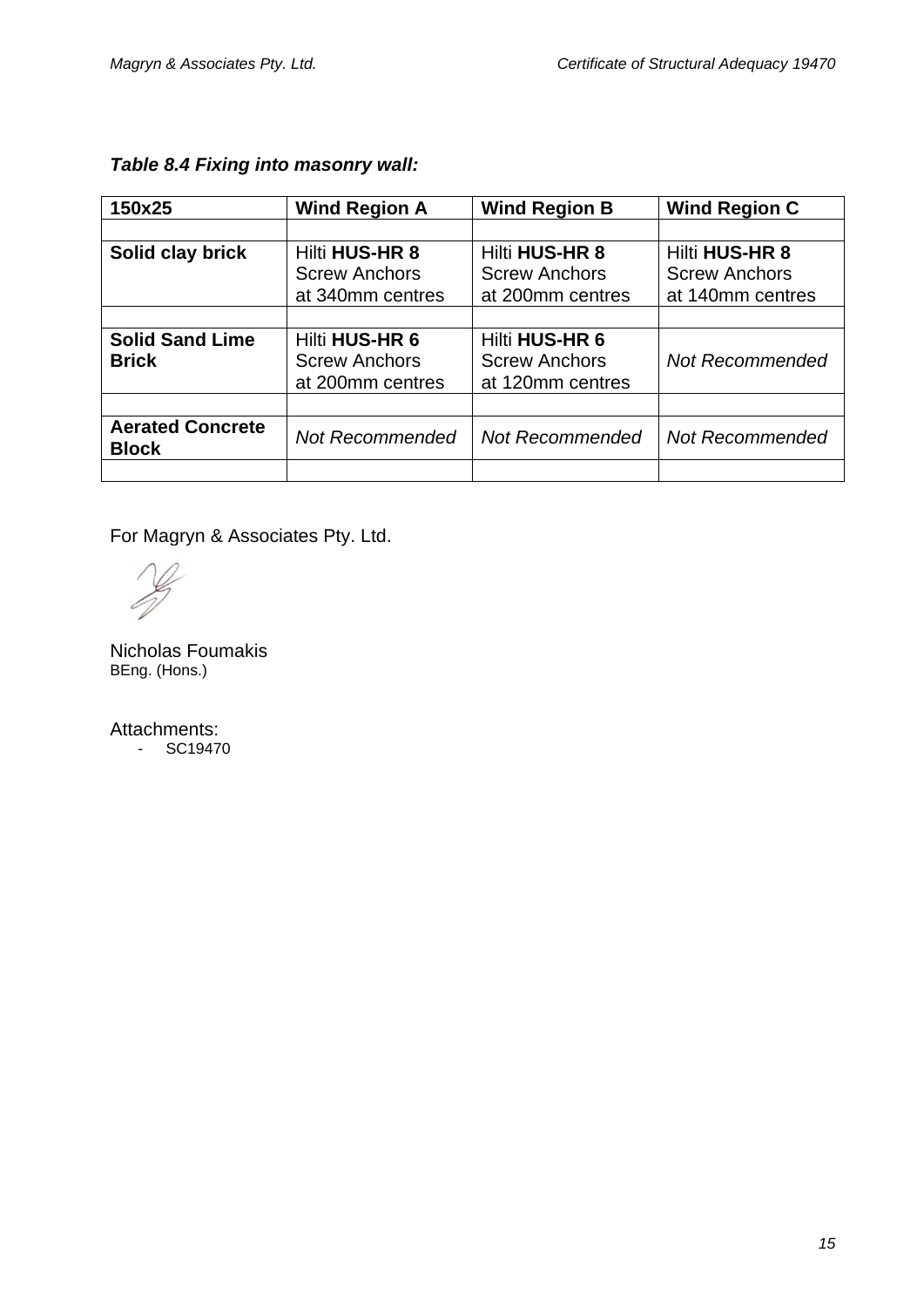***Table 8.4 Fixing into masonry wall:***

| **150x25** | **Wind Region A** | **Wind Region B** | **Wind Region C** |
|---|---|---|---|
| | | | |
| **Solid clay brick** | Hilti **HUS-HR 8** Screw Anchors at 340mm centres | Hilti **HUS-HR 8** Screw Anchors at 200mm centres | Hilti **HUS-HR 8** Screw Anchors at 140mm centres |
| | | | |
| **Solid Sand Lime Brick** | Hilti **HUS-HR 6** Screw Anchors at 200mm centres | Hilti **HUS-HR 6** Screw Anchors at 120mm centres | *Not Recommended* |
| | | | |
| **Aerated Concrete Block** | *Not Recommended* | *Not Recommended* | *Not Recommended* |
| | | | |

For Magryn & Associates Pty. Ltd.

Nicholas Foumakis
BEng. (Hons.)

Attachments:

- SC19470